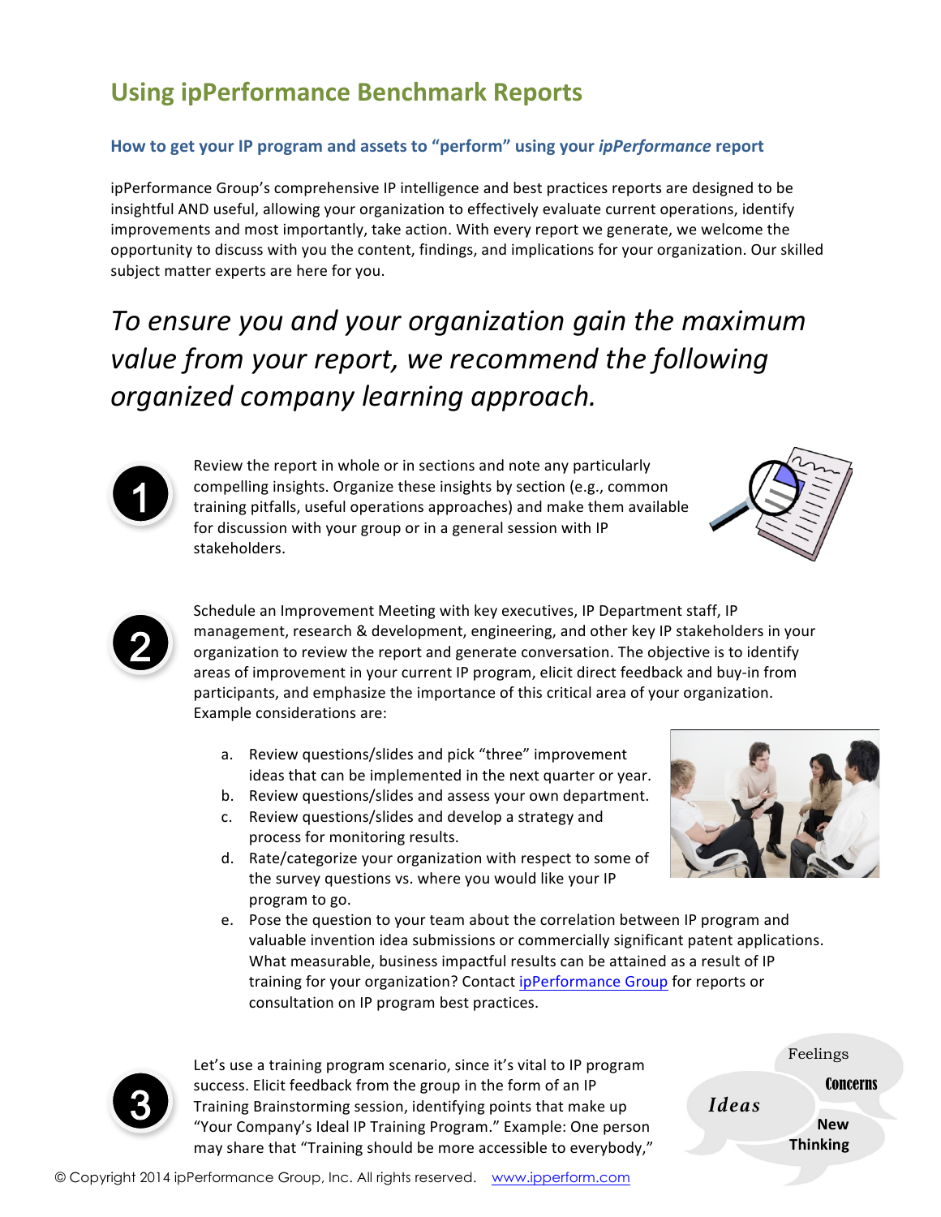# Using ipPerformance Benchmark Reports

## How to get your IP program and assets to "perform" using your *ipPerformance* report

ipPerformance Group's comprehensive IP intelligence and best practices reports are designed to be insightful AND useful, allowing your organization to effectively evaluate current operations, identify improvements and most importantly, take action. With every report we generate, we welcome the opportunity to discuss with you the content, findings, and implications for your organization. Our skilled subject matter experts are here for you.

*To ensure you and your organization gain the maximum value from your report, we recommend the following organized company learning approach.*

1. Review the report in whole or in sections and note any particularly compelling insights. Organize these insights by section (e.g., common training pitfalls, useful operations approaches) and make them available for discussion with your group or in a general session with IP stakeholders.

2. Schedule an Improvement Meeting with key executives, IP Department staff, IP management, research & development, engineering, and other key IP stakeholders in your organization to review the report and generate conversation. The objective is to identify areas of improvement in your current IP program, elicit direct feedback and buy-in from participants, and emphasize the importance of this critical area of your organization. Example considerations are:

   a. Review questions/slides and pick "three" improvement ideas that can be implemented in the next quarter or year.
   b. Review questions/slides and assess your own department.
   c. Review questions/slides and develop a strategy and process for monitoring results.
   d. Rate/categorize your organization with respect to some of the survey questions vs. where you would like your IP program to go.
   e. Pose the question to your team about the correlation between IP program and valuable invention idea submissions or commercially significant patent applications. What measurable, business impactful results can be attained as a result of IP training for your organization? Contact ipPerformance Group for reports or consultation on IP program best practices.

3. Let's use a training program scenario, since it's vital to IP program success. Elicit feedback from the group in the form of an IP Training Brainstorming session, identifying points that make up "Your Company's Ideal IP Training Program." Example: One person may share that "Training should be more accessible to everybody,"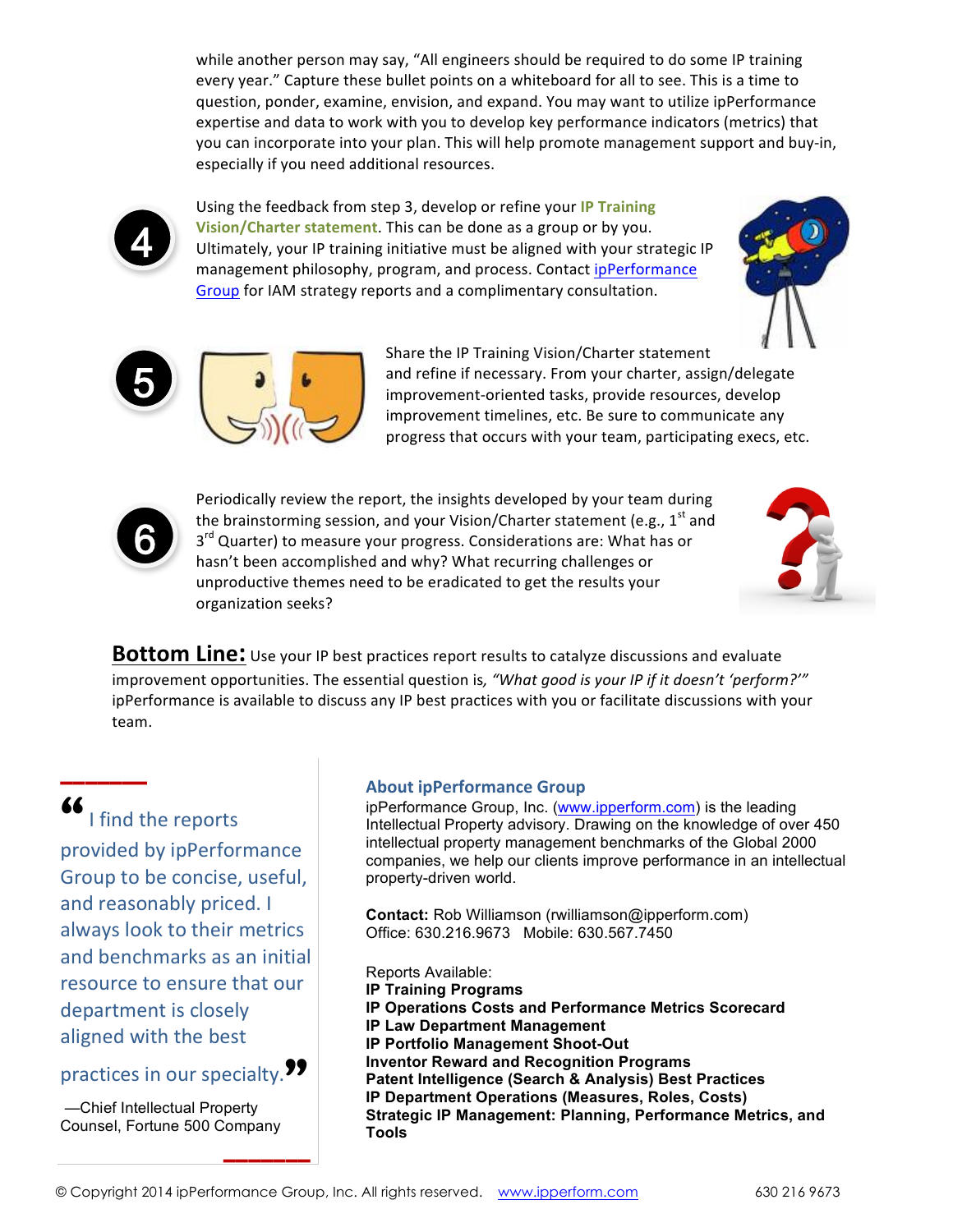while another person may say, "All engineers should be required to do some IP training every year." Capture these bullet points on a whiteboard for all to see. This is a time to question, ponder, examine, envision, and expand. You may want to utilize ipPerformance expertise and data to work with you to develop key performance indicators (metrics) that you can incorporate into your plan. This will help promote management support and buy-in, especially if you need additional resources.

4. Using the feedback from step 3, develop or refine your **IP Training Vision/Charter statement**. This can be done as a group or by you. Ultimately, your IP training initiative must be aligned with your strategic IP management philosophy, program, and process. Contact ipPerformance Group for IAM strategy reports and a complimentary consultation.

5. Share the IP Training Vision/Charter statement and refine if necessary. From your charter, assign/delegate improvement-oriented tasks, provide resources, develop improvement timelines, etc. Be sure to communicate any progress that occurs with your team, participating execs, etc.

6. Periodically review the report, the insights developed by your team during the brainstorming session, and your Vision/Charter statement (e.g., 1st and 3rd Quarter) to measure your progress. Considerations are: What has or hasn't been accomplished and why? What recurring challenges or unproductive themes need to be eradicated to get the results your organization seeks?

**Bottom Line:** Use your IP best practices report results to catalyze discussions and evaluate improvement opportunities. The essential question is, *"What good is your IP if it doesn't 'perform?'"* ipPerformance is available to discuss any IP best practices with you or facilitate discussions with your team.

> "I find the reports provided by ipPerformance Group to be concise, useful, and reasonably priced. I always look to their metrics and benchmarks as an initial resource to ensure that our department is closely aligned with the best practices in our specialty."
>
> —Chief Intellectual Property Counsel, Fortune 500 Company

### About ipPerformance Group

ipPerformance Group, Inc. (www.ipperform.com) is the leading Intellectual Property advisory. Drawing on the knowledge of over 450 intellectual property management benchmarks of the Global 2000 companies, we help our clients improve performance in an intellectual property-driven world.

**Contact:** Rob Williamson (rwilliamson@ipperform.com)
Office: 630.216.9673 Mobile: 630.567.7450

Reports Available:
**IP Training Programs**
**IP Operations Costs and Performance Metrics Scorecard**
**IP Law Department Management**
**IP Portfolio Management Shoot-Out**
**Inventor Reward and Recognition Programs**
**Patent Intelligence (Search & Analysis) Best Practices**
**IP Department Operations (Measures, Roles, Costs)**
**Strategic IP Management: Planning, Performance Metrics, and Tools**

© Copyright 2014 ipPerformance Group, Inc. All rights reserved. www.ipperform.com 630 216 9673